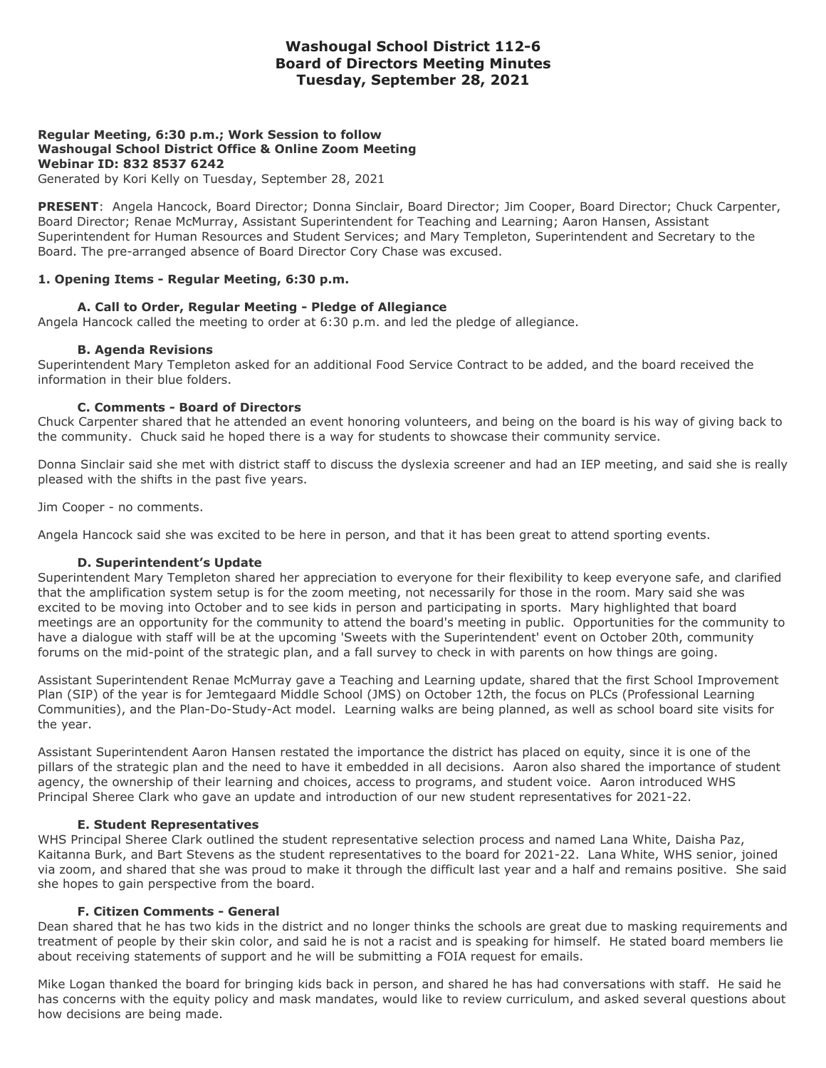# Washougal School District 112-6
# Board of Directors Meeting Minutes
# Tuesday, September 28, 2021

**Regular Meeting, 6:30 p.m.; Work Session to follow**
**Washougal School District Office & Online Zoom Meeting**
**Webinar ID: 832 8537 6242**
Generated by Kori Kelly on Tuesday, September 28, 2021

**PRESENT**: Angela Hancock, Board Director; Donna Sinclair, Board Director; Jim Cooper, Board Director; Chuck Carpenter, Board Director; Renae McMurray, Assistant Superintendent for Teaching and Learning; Aaron Hansen, Assistant Superintendent for Human Resources and Student Services; and Mary Templeton, Superintendent and Secretary to the Board. The pre-arranged absence of Board Director Cory Chase was excused.

### 1. Opening Items - Regular Meeting, 6:30 p.m.

#### A. Call to Order, Regular Meeting - Pledge of Allegiance

Angela Hancock called the meeting to order at 6:30 p.m. and led the pledge of allegiance.

#### B. Agenda Revisions

Superintendent Mary Templeton asked for an additional Food Service Contract to be added, and the board received the information in their blue folders.

#### C. Comments - Board of Directors

Chuck Carpenter shared that he attended an event honoring volunteers, and being on the board is his way of giving back to the community. Chuck said he hoped there is a way for students to showcase their community service.

Donna Sinclair said she met with district staff to discuss the dyslexia screener and had an IEP meeting, and said she is really pleased with the shifts in the past five years.

Jim Cooper - no comments.

Angela Hancock said she was excited to be here in person, and that it has been great to attend sporting events.

#### D. Superintendent's Update

Superintendent Mary Templeton shared her appreciation to everyone for their flexibility to keep everyone safe, and clarified that the amplification system setup is for the zoom meeting, not necessarily for those in the room. Mary said she was excited to be moving into October and to see kids in person and participating in sports. Mary highlighted that board meetings are an opportunity for the community to attend the board's meeting in public. Opportunities for the community to have a dialogue with staff will be at the upcoming 'Sweets with the Superintendent' event on October 20th, community forums on the mid-point of the strategic plan, and a fall survey to check in with parents on how things are going.

Assistant Superintendent Renae McMurray gave a Teaching and Learning update, shared that the first School Improvement Plan (SIP) of the year is for Jemtegaard Middle School (JMS) on October 12th, the focus on PLCs (Professional Learning Communities), and the Plan-Do-Study-Act model. Learning walks are being planned, as well as school board site visits for the year.

Assistant Superintendent Aaron Hansen restated the importance the district has placed on equity, since it is one of the pillars of the strategic plan and the need to have it embedded in all decisions. Aaron also shared the importance of student agency, the ownership of their learning and choices, access to programs, and student voice. Aaron introduced WHS Principal Sheree Clark who gave an update and introduction of our new student representatives for 2021-22.

#### E. Student Representatives

WHS Principal Sheree Clark outlined the student representative selection process and named Lana White, Daisha Paz, Kaitanna Burk, and Bart Stevens as the student representatives to the board for 2021-22. Lana White, WHS senior, joined via zoom, and shared that she was proud to make it through the difficult last year and a half and remains positive. She said she hopes to gain perspective from the board.

#### F. Citizen Comments - General

Dean shared that he has two kids in the district and no longer thinks the schools are great due to masking requirements and treatment of people by their skin color, and said he is not a racist and is speaking for himself. He stated board members lie about receiving statements of support and he will be submitting a FOIA request for emails.

Mike Logan thanked the board for bringing kids back in person, and shared he has had conversations with staff. He said he has concerns with the equity policy and mask mandates, would like to review curriculum, and asked several questions about how decisions are being made.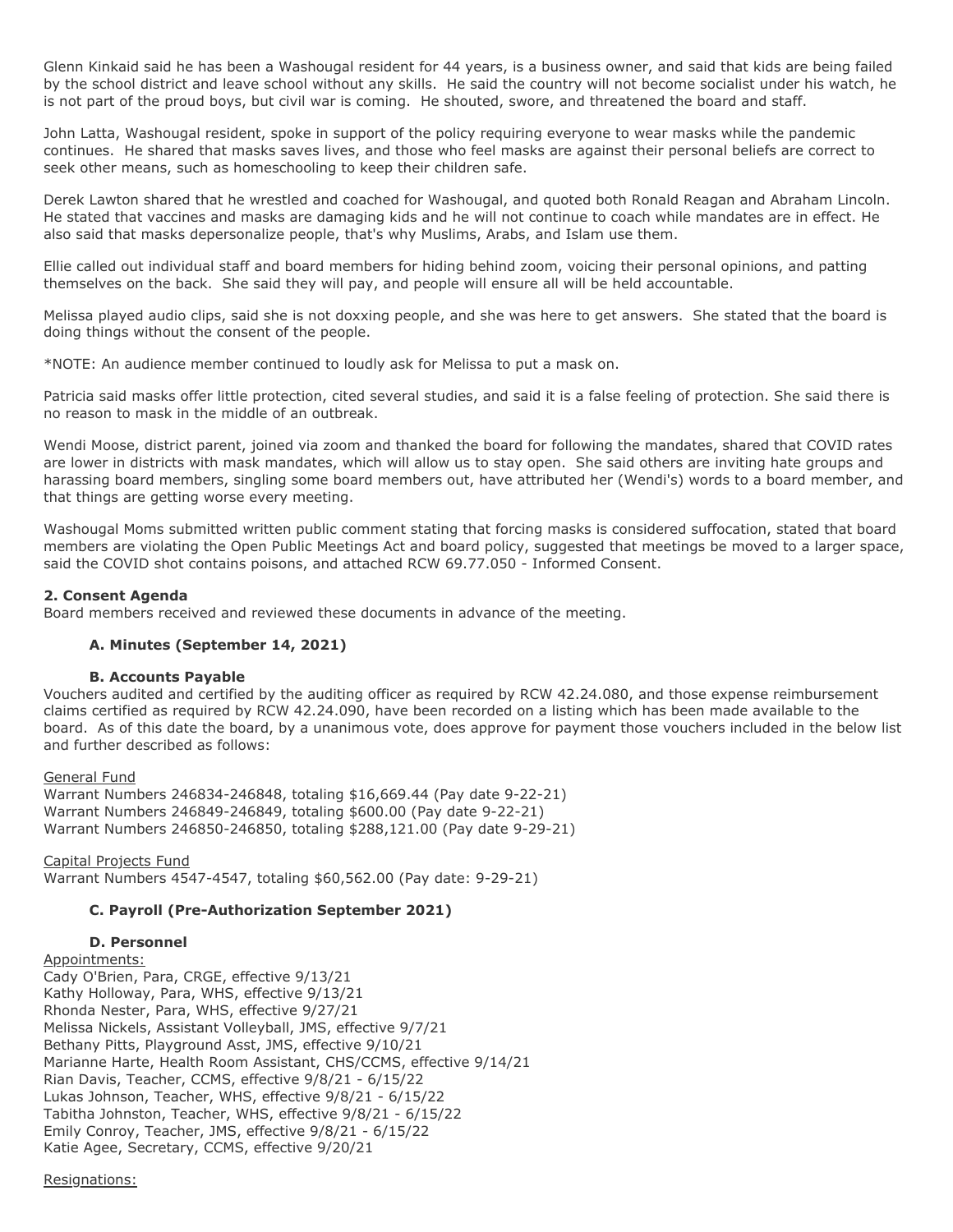Glenn Kinkaid said he has been a Washougal resident for 44 years, is a business owner, and said that kids are being failed by the school district and leave school without any skills. He said the country will not become socialist under his watch, he is not part of the proud boys, but civil war is coming. He shouted, swore, and threatened the board and staff.

John Latta, Washougal resident, spoke in support of the policy requiring everyone to wear masks while the pandemic continues. He shared that masks saves lives, and those who feel masks are against their personal beliefs are correct to seek other means, such as homeschooling to keep their children safe.

Derek Lawton shared that he wrestled and coached for Washougal, and quoted both Ronald Reagan and Abraham Lincoln. He stated that vaccines and masks are damaging kids and he will not continue to coach while mandates are in effect. He also said that masks depersonalize people, that's why Muslims, Arabs, and Islam use them.

Ellie called out individual staff and board members for hiding behind zoom, voicing their personal opinions, and patting themselves on the back. She said they will pay, and people will ensure all will be held accountable.

Melissa played audio clips, said she is not doxxing people, and she was here to get answers. She stated that the board is doing things without the consent of the people.

*NOTE: An audience member continued to loudly ask for Melissa to put a mask on.

Patricia said masks offer little protection, cited several studies, and said it is a false feeling of protection. She said there is no reason to mask in the middle of an outbreak.

Wendi Moose, district parent, joined via zoom and thanked the board for following the mandates, shared that COVID rates are lower in districts with mask mandates, which will allow us to stay open. She said others are inviting hate groups and harassing board members, singling some board members out, have attributed her (Wendi's) words to a board member, and that things are getting worse every meeting.

Washougal Moms submitted written public comment stating that forcing masks is considered suffocation, stated that board members are violating the Open Public Meetings Act and board policy, suggested that meetings be moved to a larger space, said the COVID shot contains poisons, and attached RCW 69.77.050 - Informed Consent.

**2. Consent Agenda**
Board members received and reviewed these documents in advance of the meeting.

**A. Minutes (September 14, 2021)**

**B. Accounts Payable**
Vouchers audited and certified by the auditing officer as required by RCW 42.24.080, and those expense reimbursement claims certified as required by RCW 42.24.090, have been recorded on a listing which has been made available to the board. As of this date the board, by a unanimous vote, does approve for payment those vouchers included in the below list and further described as follows:

General Fund
Warrant Numbers 246834-246848, totaling $16,669.44 (Pay date 9-22-21)
Warrant Numbers 246849-246849, totaling $600.00 (Pay date 9-22-21)
Warrant Numbers 246850-246850, totaling $288,121.00 (Pay date 9-29-21)

Capital Projects Fund
Warrant Numbers 4547-4547, totaling $60,562.00 (Pay date: 9-29-21)

**C. Payroll (Pre-Authorization September 2021)**

**D. Personnel**
Appointments:
Cady O'Brien, Para, CRGE, effective 9/13/21
Kathy Holloway, Para, WHS, effective 9/13/21
Rhonda Nester, Para, WHS, effective 9/27/21
Melissa Nickels, Assistant Volleyball, JMS, effective 9/7/21
Bethany Pitts, Playground Asst, JMS, effective 9/10/21
Marianne Harte, Health Room Assistant, CHS/CCMS, effective 9/14/21
Rian Davis, Teacher, CCMS, effective 9/8/21 - 6/15/22
Lukas Johnson, Teacher, WHS, effective 9/8/21 - 6/15/22
Tabitha Johnston, Teacher, WHS, effective 9/8/21 - 6/15/22
Emily Conroy, Teacher, JMS, effective 9/8/21 - 6/15/22
Katie Agee, Secretary, CCMS, effective 9/20/21

Resignations: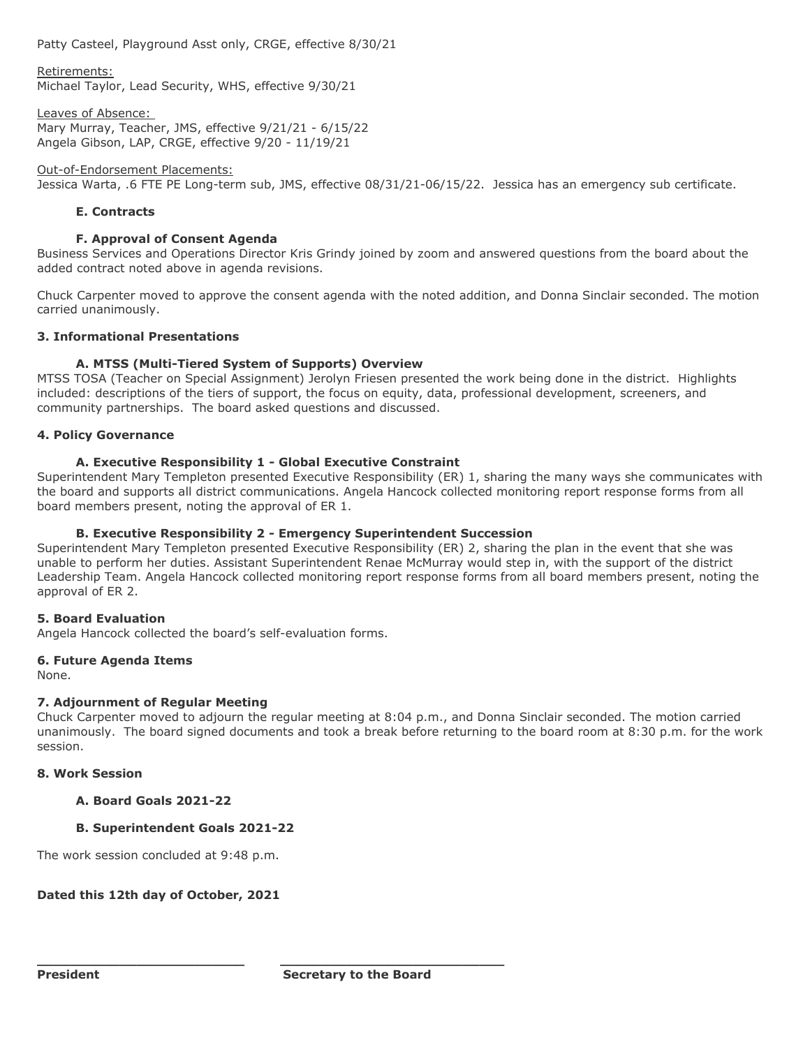Patty Casteel, Playground Asst only, CRGE, effective 8/30/21

Retirements:
Michael Taylor, Lead Security, WHS, effective 9/30/21

Leaves of Absence:
Mary Murray, Teacher, JMS, effective 9/21/21 - 6/15/22
Angela Gibson, LAP, CRGE, effective 9/20 - 11/19/21

Out-of-Endorsement Placements:
Jessica Warta, .6 FTE PE Long-term sub, JMS, effective 08/31/21-06/15/22. Jessica has an emergency sub certificate.

### E. Contracts

### F. Approval of Consent Agenda

Business Services and Operations Director Kris Grindy joined by zoom and answered questions from the board about the added contract noted above in agenda revisions.

Chuck Carpenter moved to approve the consent agenda with the noted addition, and Donna Sinclair seconded. The motion carried unanimously.

## 3. Informational Presentations

### A. MTSS (Multi-Tiered System of Supports) Overview

MTSS TOSA (Teacher on Special Assignment) Jerolyn Friesen presented the work being done in the district. Highlights included: descriptions of the tiers of support, the focus on equity, data, professional development, screeners, and community partnerships. The board asked questions and discussed.

## 4. Policy Governance

### A. Executive Responsibility 1 - Global Executive Constraint

Superintendent Mary Templeton presented Executive Responsibility (ER) 1, sharing the many ways she communicates with the board and supports all district communications. Angela Hancock collected monitoring report response forms from all board members present, noting the approval of ER 1.

### B. Executive Responsibility 2 - Emergency Superintendent Succession

Superintendent Mary Templeton presented Executive Responsibility (ER) 2, sharing the plan in the event that she was unable to perform her duties. Assistant Superintendent Renae McMurray would step in, with the support of the district Leadership Team. Angela Hancock collected monitoring report response forms from all board members present, noting the approval of ER 2.

## 5. Board Evaluation

Angela Hancock collected the board's self-evaluation forms.

## 6. Future Agenda Items

None.

## 7. Adjournment of Regular Meeting

Chuck Carpenter moved to adjourn the regular meeting at 8:04 p.m., and Donna Sinclair seconded. The motion carried unanimously. The board signed documents and took a break before returning to the board room at 8:30 p.m. for the work session.

## 8. Work Session

### A. Board Goals 2021-22

### B. Superintendent Goals 2021-22

The work session concluded at 9:48 p.m.

**Dated this 12th day of October, 2021**

\_\_\_\_\_\_\_\_\_\_\_\_\_\_\_\_\_\_\_\_\_\_\_\_\_\_\_ \_\_\_\_\_\_\_\_\_\_\_\_\_\_\_\_\_\_\_\_\_\_\_\_\_\_\_\_\_

**President** **Secretary to the Board**